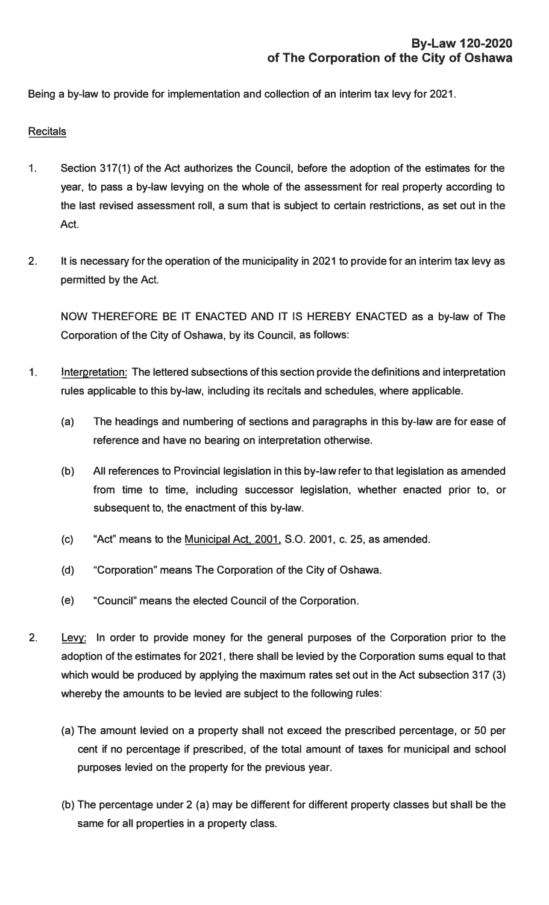# By-Law 120-2020
## of The Corporation of the City of Oshawa

Being a by-law to provide for implementation and collection of an interim tax levy for 2021.

Recitals

1. Section 317(1) of the Act authorizes the Council, before the adoption of the estimates for the year, to pass a by-law levying on the whole of the assessment for real property according to the last revised assessment roll, a sum that is subject to certain restrictions, as set out in the Act.

2. It is necessary for the operation of the municipality in 2021 to provide for an interim tax levy as permitted by the Act.

NOW THEREFORE BE IT ENACTED AND IT IS HEREBY ENACTED as a by-law of The Corporation of the City of Oshawa, by its Council, as follows:

1. Interpretation: The lettered subsections of this section provide the definitions and interpretation rules applicable to this by-law, including its recitals and schedules, where applicable.

   (a) The headings and numbering of sections and paragraphs in this by-law are for ease of reference and have no bearing on interpretation otherwise.

   (b) All references to Provincial legislation in this by-law refer to that legislation as amended from time to time, including successor legislation, whether enacted prior to, or subsequent to, the enactment of this by-law.

   (c) "Act" means to the Municipal Act, 2001, S.O. 2001, c. 25, as amended.

   (d) "Corporation" means The Corporation of the City of Oshawa.

   (e) "Council" means the elected Council of the Corporation.

2. Levy: In order to provide money for the general purposes of the Corporation prior to the adoption of the estimates for 2021, there shall be levied by the Corporation sums equal to that which would be produced by applying the maximum rates set out in the Act subsection 317 (3) whereby the amounts to be levied are subject to the following rules:

   (a) The amount levied on a property shall not exceed the prescribed percentage, or 50 per cent if no percentage if prescribed, of the total amount of taxes for municipal and school purposes levied on the property for the previous year.

   (b) The percentage under 2 (a) may be different for different property classes but shall be the same for all properties in a property class.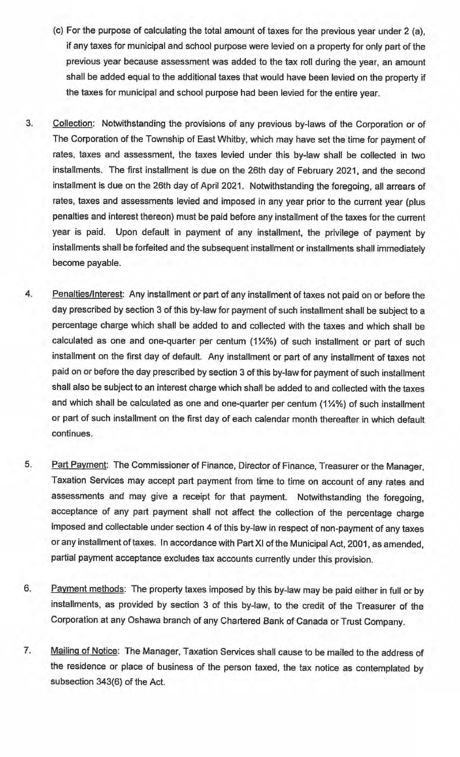(c) For the purpose of calculating the total amount of taxes for the previous year under 2 (a), if any taxes for municipal and school purpose were levied on a property for only part of the previous year because assessment was added to the tax roll during the year, an amount shall be added equal to the additional taxes that would have been levied on the property if the taxes for municipal and school purpose had been levied for the entire year.

3. Collection: Notwithstanding the provisions of any previous by-laws of the Corporation or of The Corporation of the Township of East Whitby, which may have set the time for payment of rates, taxes and assessment, the taxes levied under this by-law shall be collected in two installments. The first installment is due on the 26th day of February 2021, and the second installment is due on the 26th day of April 2021. Notwithstanding the foregoing, all arrears of rates, taxes and assessments levied and imposed in any year prior to the current year (plus penalties and interest thereon) must be paid before any installment of the taxes for the current year is paid. Upon default in payment of any installment, the privilege of payment by installments shall be forfeited and the subsequent installment or installments shall immediately become payable.

4. Penalties/Interest: Any installment or part of any installment of taxes not paid on or before the day prescribed by section 3 of this by-law for payment of such installment shall be subject to a percentage charge which shall be added to and collected with the taxes and which shall be calculated as one and one-quarter per centum (1¼%) of such installment or part of such installment on the first day of default. Any installment or part of any installment of taxes not paid on or before the day prescribed by section 3 of this by-law for payment of such installment shall also be subject to an interest charge which shall be added to and collected with the taxes and which shall be calculated as one and one-quarter per centum (1¼%) of such installment or part of such installment on the first day of each calendar month thereafter in which default continues.

5. Part Payment: The Commissioner of Finance, Director of Finance, Treasurer or the Manager, Taxation Services may accept part payment from time to time on account of any rates and assessments and may give a receipt for that payment. Notwithstanding the foregoing, acceptance of any part payment shall not affect the collection of the percentage charge imposed and collectable under section 4 of this by-law in respect of non-payment of any taxes or any installment of taxes. In accordance with Part XI of the Municipal Act, 2001, as amended, partial payment acceptance excludes tax accounts currently under this provision.

6. Payment methods: The property taxes imposed by this by-law may be paid either in full or by installments, as provided by section 3 of this by-law, to the credit of the Treasurer of the Corporation at any Oshawa branch of any Chartered Bank of Canada or Trust Company.

7. Mailing of Notice: The Manager, Taxation Services shall cause to be mailed to the address of the residence or place of business of the person taxed, the tax notice as contemplated by subsection 343(6) of the Act.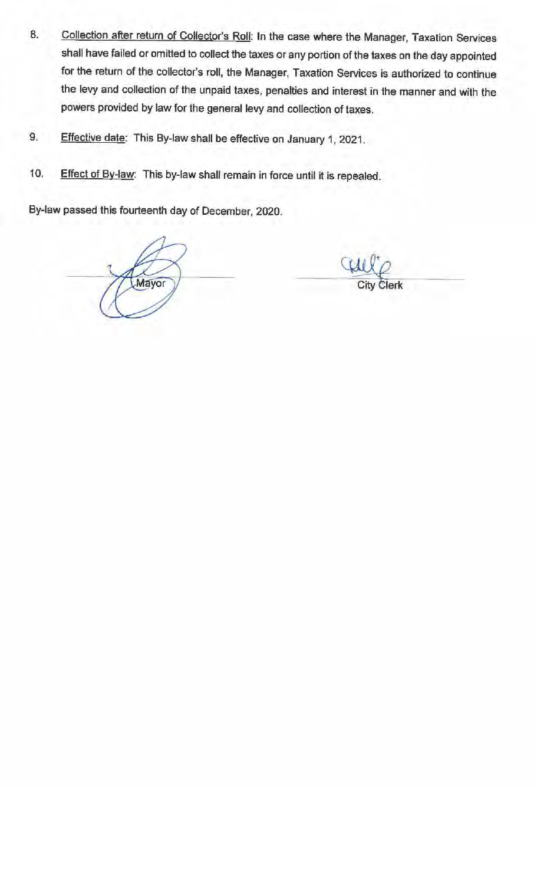8. <u>Collection after return of Collector's Roll</u>: In the case where the Manager, Taxation Services shall have failed or omitted to collect the taxes or any portion of the taxes on the day appointed for the return of the collector's roll, the Manager, Taxation Services is authorized to continue the levy and collection of the unpaid taxes, penalties and interest in the manner and with the powers provided by law for the general levy and collection of taxes.

9. <u>Effective date</u>: This By-law shall be effective on January 1, 2021.

10. <u>Effect of By-law</u>: This by-law shall remain in force until it is repealed.

By-law passed this fourteenth day of December, 2020.

Mayor

City Clerk